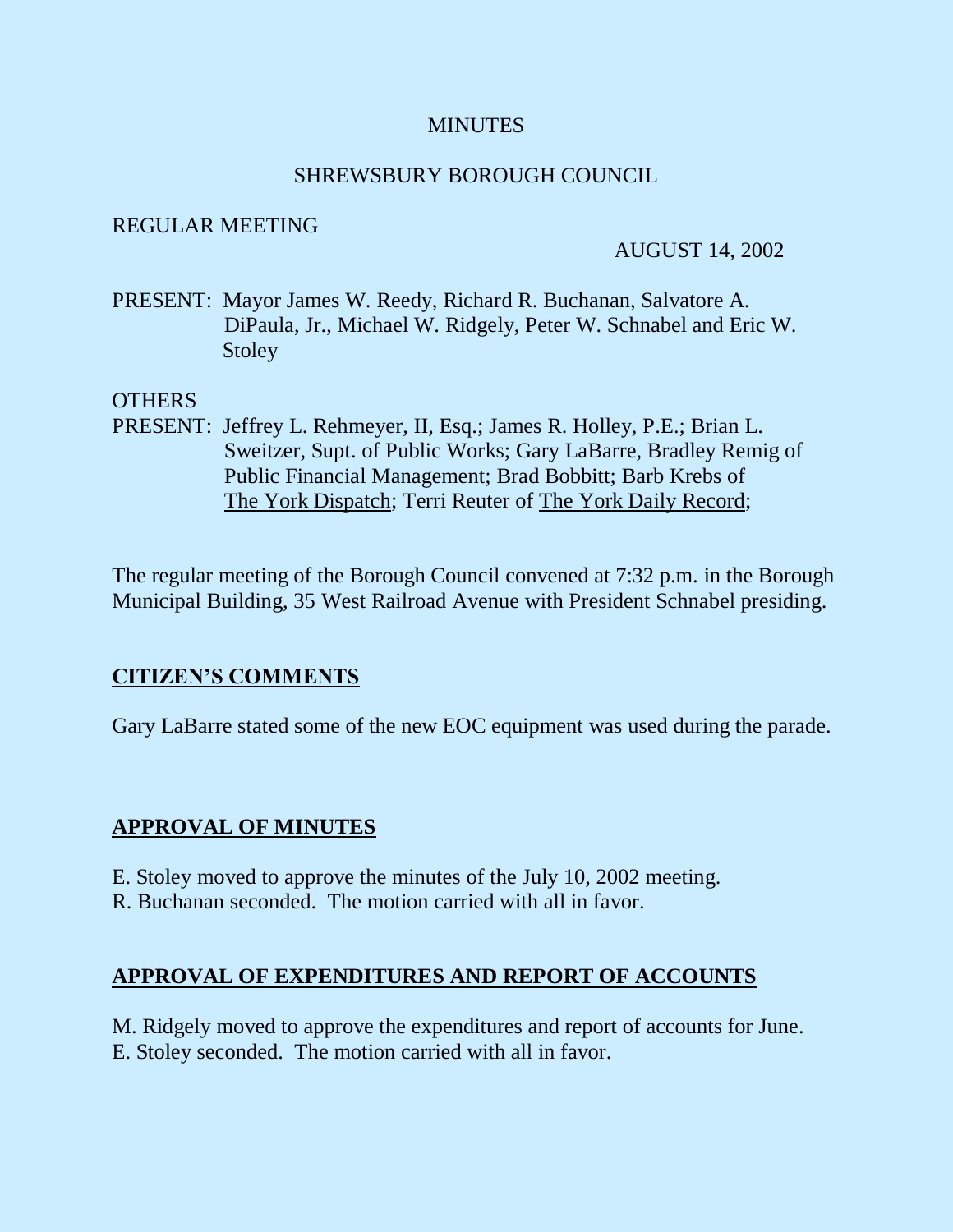MINUTES

SHREWSBURY BOROUGH COUNCIL

REGULAR MEETING

AUGUST 14, 2002

PRESENT: Mayor James W. Reedy, Richard R. Buchanan, Salvatore A. DiPaula, Jr., Michael W. Ridgely, Peter W. Schnabel and Eric W. Stoley

OTHERS PRESENT: Jeffrey L. Rehmeyer, II, Esq.; James R. Holley, P.E.; Brian L. Sweitzer, Supt. of Public Works; Gary LaBarre, Bradley Remig of Public Financial Management; Brad Bobbitt; Barb Krebs of The York Dispatch; Terri Reuter of The York Daily Record;

The regular meeting of the Borough Council convened at 7:32 p.m. in the Borough Municipal Building, 35 West Railroad Avenue with President Schnabel presiding.

## CITIZEN'S COMMENTS

Gary LaBarre stated some of the new EOC equipment was used during the parade.

## APPROVAL OF MINUTES

E. Stoley moved to approve the minutes of the July 10, 2002 meeting.
R. Buchanan seconded. The motion carried with all in favor.

## APPROVAL OF EXPENDITURES AND REPORT OF ACCOUNTS

M. Ridgely moved to approve the expenditures and report of accounts for June.
E. Stoley seconded. The motion carried with all in favor.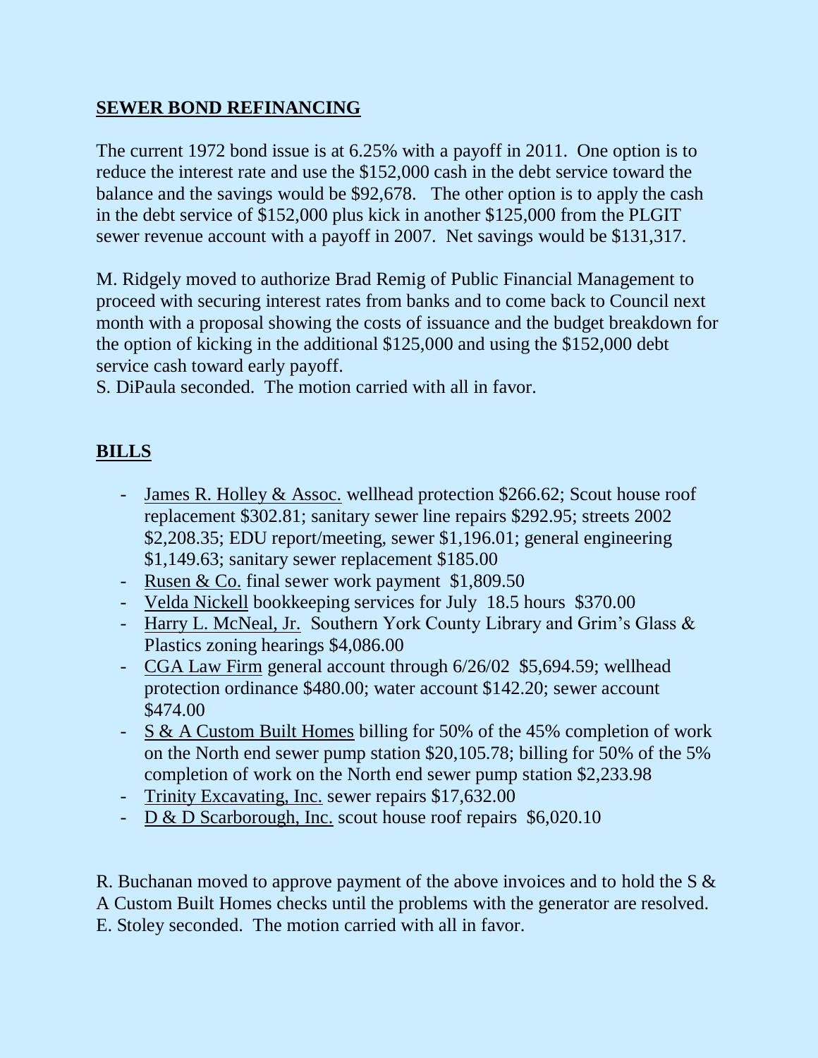## SEWER BOND REFINANCING

The current 1972 bond issue is at 6.25% with a payoff in 2011. One option is to reduce the interest rate and use the $152,000 cash in the debt service toward the balance and the savings would be $92,678. The other option is to apply the cash in the debt service of $152,000 plus kick in another $125,000 from the PLGIT sewer revenue account with a payoff in 2007. Net savings would be $131,317.

M. Ridgely moved to authorize Brad Remig of Public Financial Management to proceed with securing interest rates from banks and to come back to Council next month with a proposal showing the costs of issuance and the budget breakdown for the option of kicking in the additional $125,000 and using the $152,000 debt service cash toward early payoff.
S. DiPaula seconded. The motion carried with all in favor.

## BILLS

- James R. Holley & Assoc. wellhead protection $266.62; Scout house roof replacement $302.81; sanitary sewer line repairs $292.95; streets 2002 $2,208.35; EDU report/meeting, sewer $1,196.01; general engineering $1,149.63; sanitary sewer replacement $185.00
- Rusen & Co. final sewer work payment $1,809.50
- Velda Nickell bookkeeping services for July 18.5 hours $370.00
- Harry L. McNeal, Jr. Southern York County Library and Grim's Glass & Plastics zoning hearings $4,086.00
- CGA Law Firm general account through 6/26/02 $5,694.59; wellhead protection ordinance $480.00; water account $142.20; sewer account $474.00
- S & A Custom Built Homes billing for 50% of the 45% completion of work on the North end sewer pump station $20,105.78; billing for 50% of the 5% completion of work on the North end sewer pump station $2,233.98
- Trinity Excavating, Inc. sewer repairs $17,632.00
- D & D Scarborough, Inc. scout house roof repairs $6,020.10

R. Buchanan moved to approve payment of the above invoices and to hold the S & A Custom Built Homes checks until the problems with the generator are resolved.
E. Stoley seconded. The motion carried with all in favor.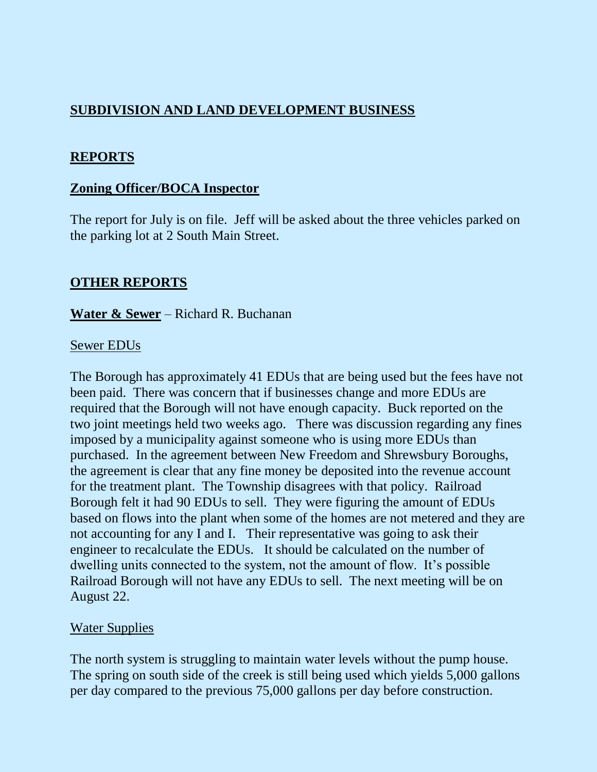## SUBDIVISION AND LAND DEVELOPMENT BUSINESS

## REPORTS

### Zoning Officer/BOCA Inspector

The report for July is on file. Jeff will be asked about the three vehicles parked on the parking lot at 2 South Main Street.

## OTHER REPORTS

**Water & Sewer** – Richard R. Buchanan

Sewer EDUs

The Borough has approximately 41 EDUs that are being used but the fees have not been paid. There was concern that if businesses change and more EDUs are required that the Borough will not have enough capacity. Buck reported on the two joint meetings held two weeks ago. There was discussion regarding any fines imposed by a municipality against someone who is using more EDUs than purchased. In the agreement between New Freedom and Shrewsbury Boroughs, the agreement is clear that any fine money be deposited into the revenue account for the treatment plant. The Township disagrees with that policy. Railroad Borough felt it had 90 EDUs to sell. They were figuring the amount of EDUs based on flows into the plant when some of the homes are not metered and they are not accounting for any I and I. Their representative was going to ask their engineer to recalculate the EDUs. It should be calculated on the number of dwelling units connected to the system, not the amount of flow. It's possible Railroad Borough will not have any EDUs to sell. The next meeting will be on August 22.

Water Supplies

The north system is struggling to maintain water levels without the pump house. The spring on south side of the creek is still being used which yields 5,000 gallons per day compared to the previous 75,000 gallons per day before construction.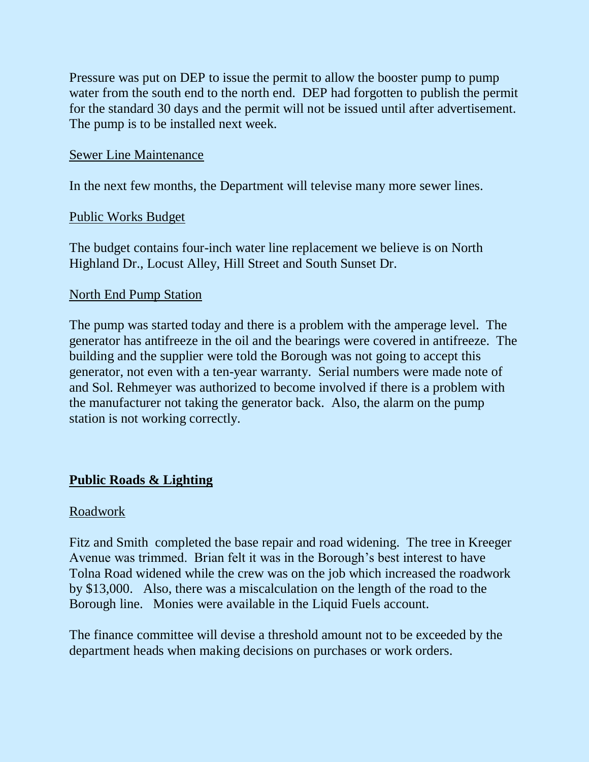Pressure was put on DEP to issue the permit to allow the booster pump to pump water from the south end to the north end. DEP had forgotten to publish the permit for the standard 30 days and the permit will not be issued until after advertisement. The pump is to be installed next week.

Sewer Line Maintenance

In the next few months, the Department will televise many more sewer lines.

Public Works Budget

The budget contains four-inch water line replacement we believe is on North Highland Dr., Locust Alley, Hill Street and South Sunset Dr.

North End Pump Station

The pump was started today and there is a problem with the amperage level. The generator has antifreeze in the oil and the bearings were covered in antifreeze. The building and the supplier were told the Borough was not going to accept this generator, not even with a ten-year warranty. Serial numbers were made note of and Sol. Rehmeyer was authorized to become involved if there is a problem with the manufacturer not taking the generator back. Also, the alarm on the pump station is not working correctly.

## Public Roads & Lighting

Roadwork

Fitz and Smith completed the base repair and road widening. The tree in Kreeger Avenue was trimmed. Brian felt it was in the Borough's best interest to have Tolna Road widened while the crew was on the job which increased the roadwork by $13,000. Also, there was a miscalculation on the length of the road to the Borough line. Monies were available in the Liquid Fuels account.

The finance committee will devise a threshold amount not to be exceeded by the department heads when making decisions on purchases or work orders.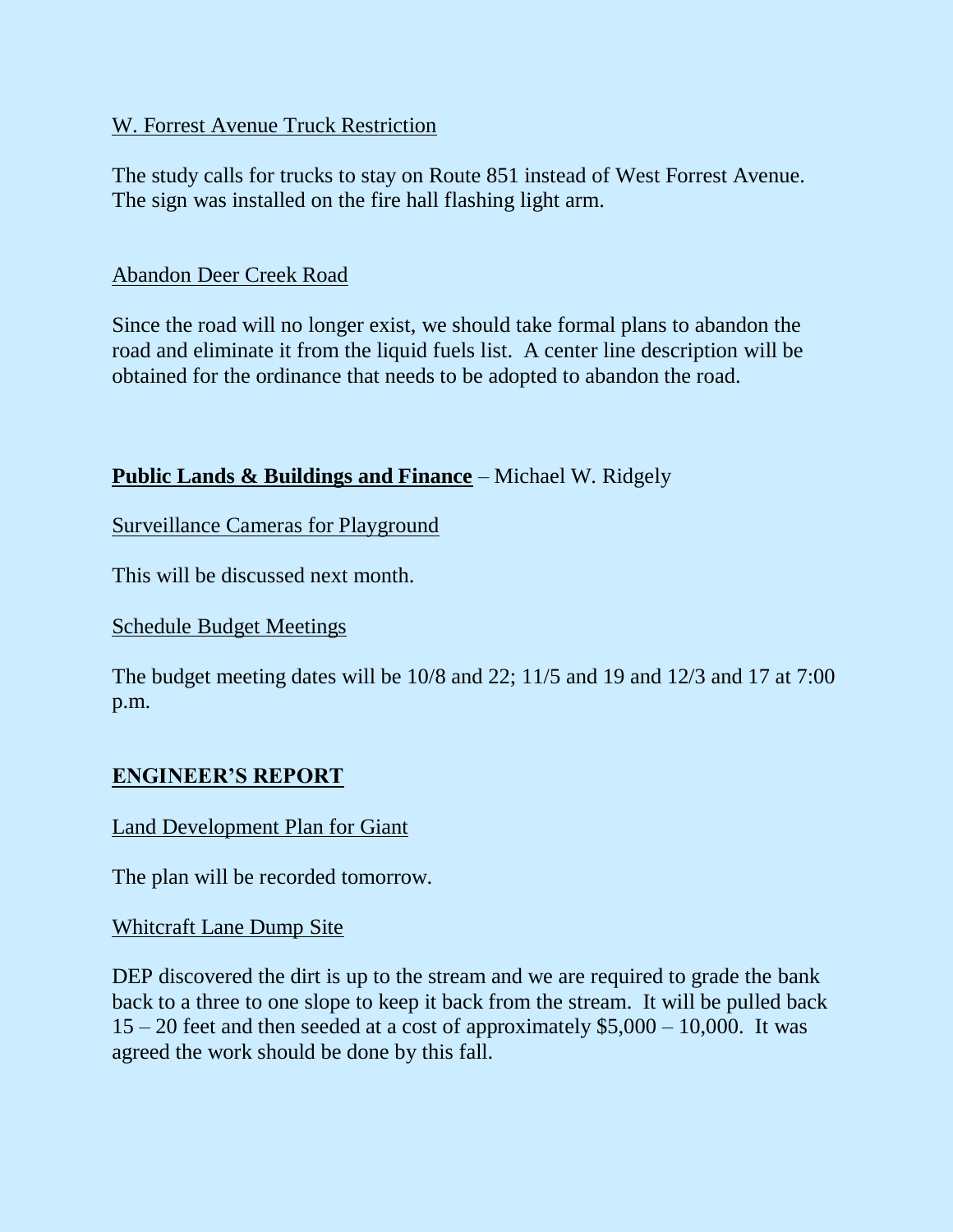W. Forrest Avenue Truck Restriction

The study calls for trucks to stay on Route 851 instead of West Forrest Avenue. The sign was installed on the fire hall flashing light arm.

Abandon Deer Creek Road

Since the road will no longer exist, we should take formal plans to abandon the road and eliminate it from the liquid fuels list. A center line description will be obtained for the ordinance that needs to be adopted to abandon the road.

**Public Lands & Buildings and Finance** – Michael W. Ridgely

Surveillance Cameras for Playground

This will be discussed next month.

Schedule Budget Meetings

The budget meeting dates will be 10/8 and 22; 11/5 and 19 and 12/3 and 17 at 7:00 p.m.

## ENGINEER'S REPORT

Land Development Plan for Giant

The plan will be recorded tomorrow.

Whitcraft Lane Dump Site

DEP discovered the dirt is up to the stream and we are required to grade the bank back to a three to one slope to keep it back from the stream. It will be pulled back 15 – 20 feet and then seeded at a cost of approximately $5,000 – 10,000. It was agreed the work should be done by this fall.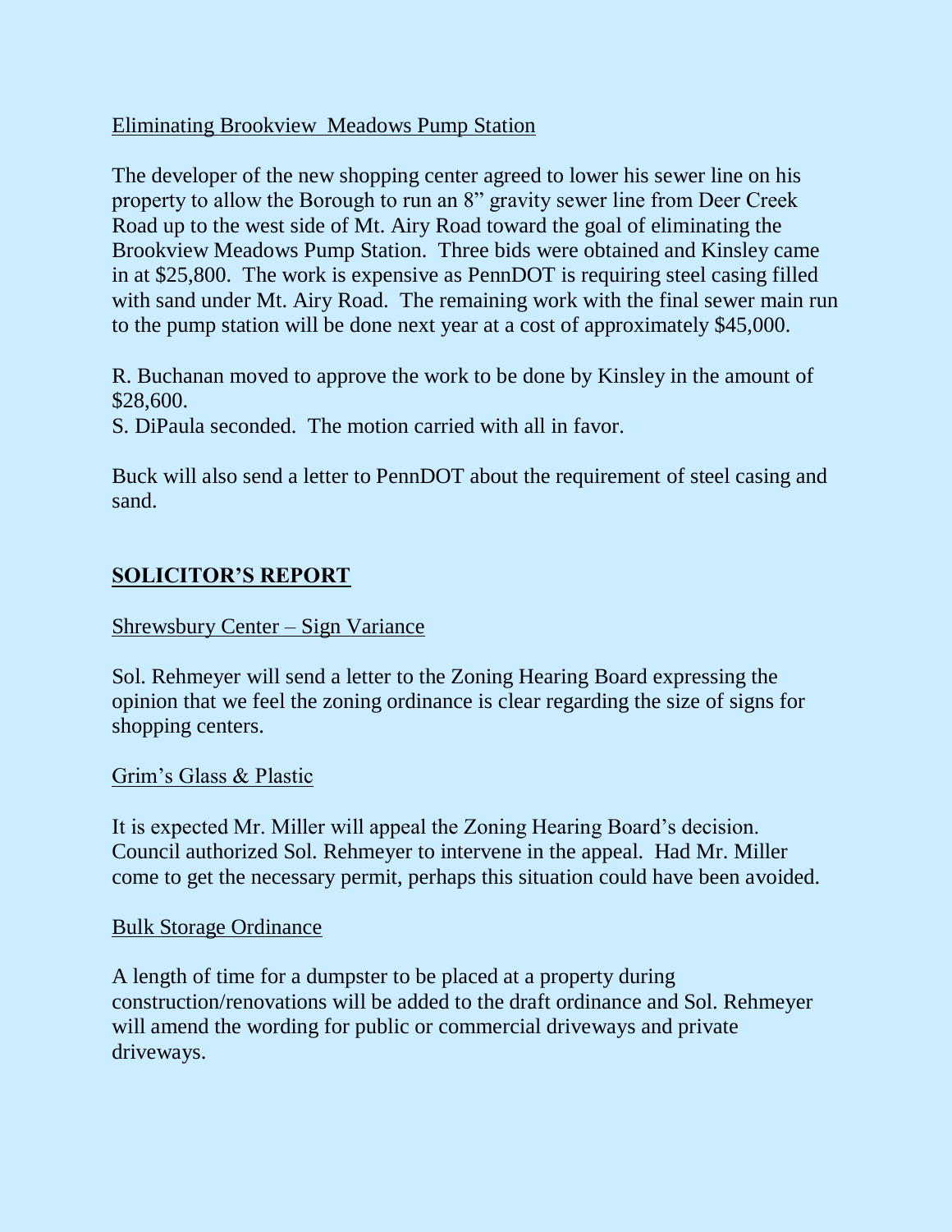Eliminating Brookview  Meadows Pump Station

The developer of the new shopping center agreed to lower his sewer line on his property to allow the Borough to run an 8" gravity sewer line from Deer Creek Road up to the west side of Mt. Airy Road toward the goal of eliminating the Brookview Meadows Pump Station.  Three bids were obtained and Kinsley came in at $25,800.  The work is expensive as PennDOT is requiring steel casing filled with sand under Mt. Airy Road.  The remaining work with the final sewer main run to the pump station will be done next year at a cost of approximately $45,000.

R. Buchanan moved to approve the work to be done by Kinsley in the amount of $28,600.
S. DiPaula seconded.  The motion carried with all in favor.

Buck will also send a letter to PennDOT about the requirement of steel casing and sand.

## SOLICITOR'S REPORT

Shrewsbury Center – Sign Variance

Sol. Rehmeyer will send a letter to the Zoning Hearing Board expressing the opinion that we feel the zoning ordinance is clear regarding the size of signs for shopping centers.

Grim's Glass & Plastic

It is expected Mr. Miller will appeal the Zoning Hearing Board's decision.  Council authorized Sol. Rehmeyer to intervene in the appeal.  Had Mr. Miller come to get the necessary permit, perhaps this situation could have been avoided.

Bulk Storage Ordinance

A length of time for a dumpster to be placed at a property during construction/renovations will be added to the draft ordinance and Sol. Rehmeyer will amend the wording for public or commercial driveways and private driveways.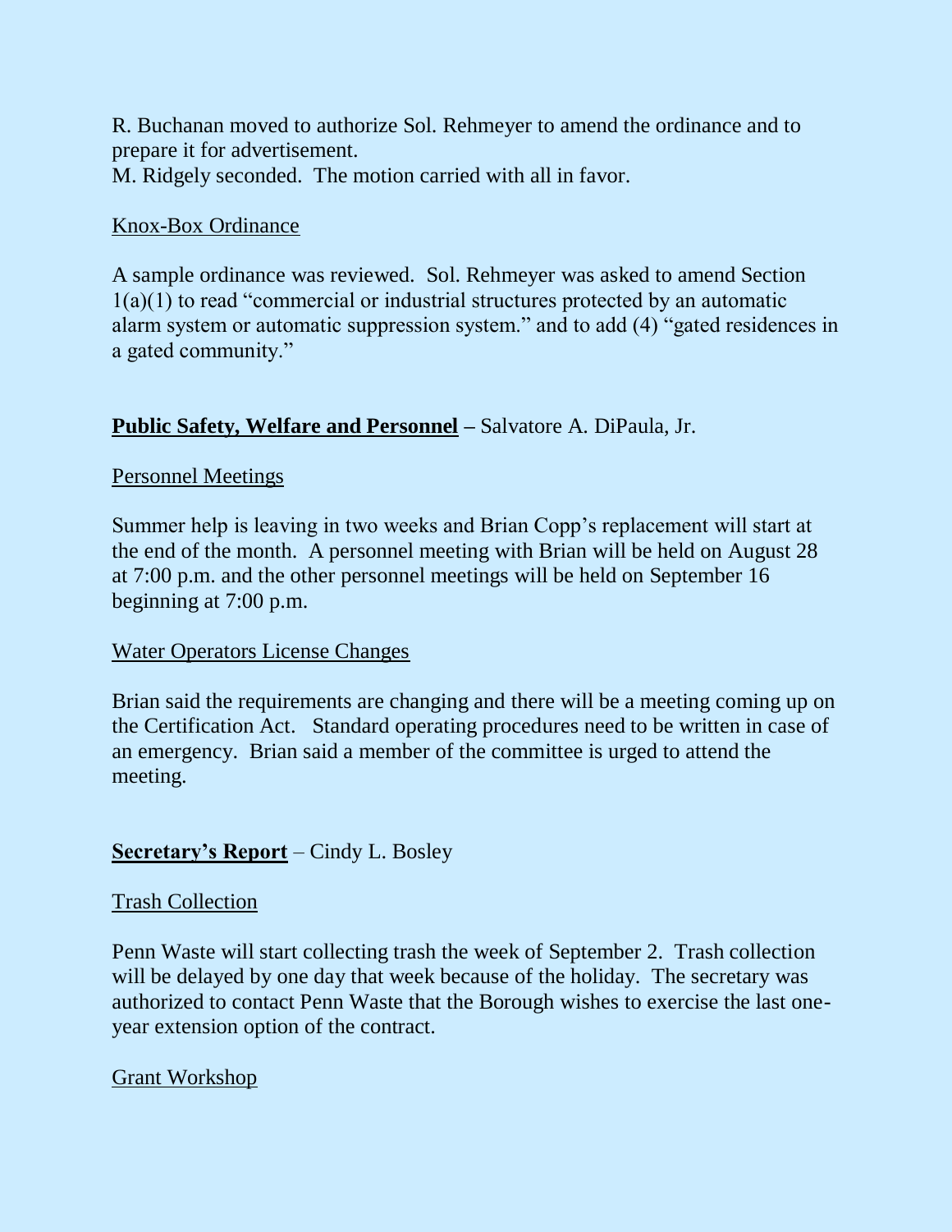R. Buchanan moved to authorize Sol. Rehmeyer to amend the ordinance and to prepare it for advertisement.
M. Ridgely seconded. The motion carried with all in favor.

Knox-Box Ordinance

A sample ordinance was reviewed. Sol. Rehmeyer was asked to amend Section 1(a)(1) to read "commercial or industrial structures protected by an automatic alarm system or automatic suppression system." and to add (4) "gated residences in a gated community."

**Public Safety, Welfare and Personnel** – Salvatore A. DiPaula, Jr.

Personnel Meetings

Summer help is leaving in two weeks and Brian Copp's replacement will start at the end of the month. A personnel meeting with Brian will be held on August 28 at 7:00 p.m. and the other personnel meetings will be held on September 16 beginning at 7:00 p.m.

Water Operators License Changes

Brian said the requirements are changing and there will be a meeting coming up on the Certification Act. Standard operating procedures need to be written in case of an emergency. Brian said a member of the committee is urged to attend the meeting.

**Secretary's Report** – Cindy L. Bosley

Trash Collection

Penn Waste will start collecting trash the week of September 2. Trash collection will be delayed by one day that week because of the holiday. The secretary was authorized to contact Penn Waste that the Borough wishes to exercise the last one-year extension option of the contract.

Grant Workshop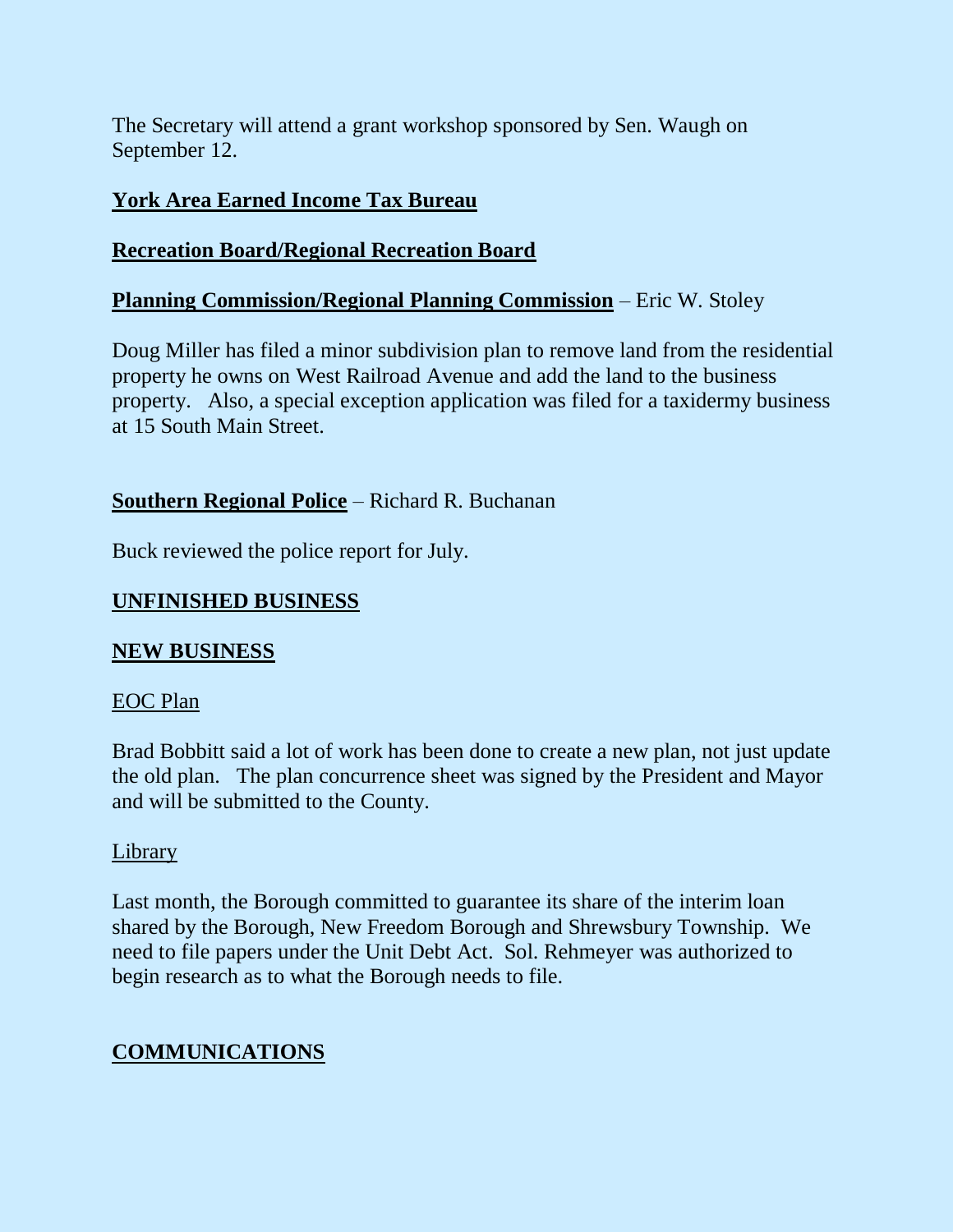The Secretary will attend a grant workshop sponsored by Sen. Waugh on September 12.

**York Area Earned Income Tax Bureau**

**Recreation Board/Regional Recreation Board**

**Planning Commission/Regional Planning Commission** – Eric W. Stoley

Doug Miller has filed a minor subdivision plan to remove land from the residential property he owns on West Railroad Avenue and add the land to the business property. Also, a special exception application was filed for a taxidermy business at 15 South Main Street.

**Southern Regional Police** – Richard R. Buchanan

Buck reviewed the police report for July.

## UNFINISHED BUSINESS

## NEW BUSINESS

### EOC Plan

Brad Bobbitt said a lot of work has been done to create a new plan, not just update the old plan. The plan concurrence sheet was signed by the President and Mayor and will be submitted to the County.

### Library

Last month, the Borough committed to guarantee its share of the interim loan shared by the Borough, New Freedom Borough and Shrewsbury Township. We need to file papers under the Unit Debt Act. Sol. Rehmeyer was authorized to begin research as to what the Borough needs to file.

## COMMUNICATIONS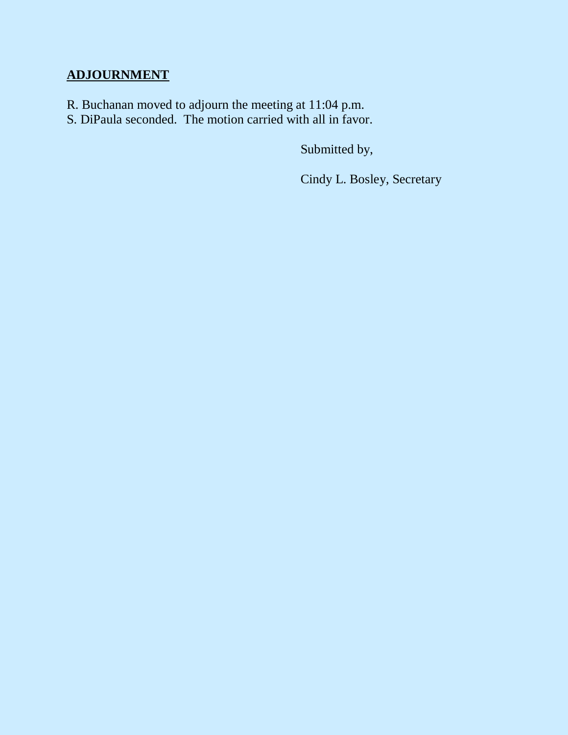**ADJOURNMENT**

R. Buchanan moved to adjourn the meeting at 11:04 p.m.
S. DiPaula seconded. The motion carried with all in favor.

Submitted by,

Cindy L. Bosley, Secretary